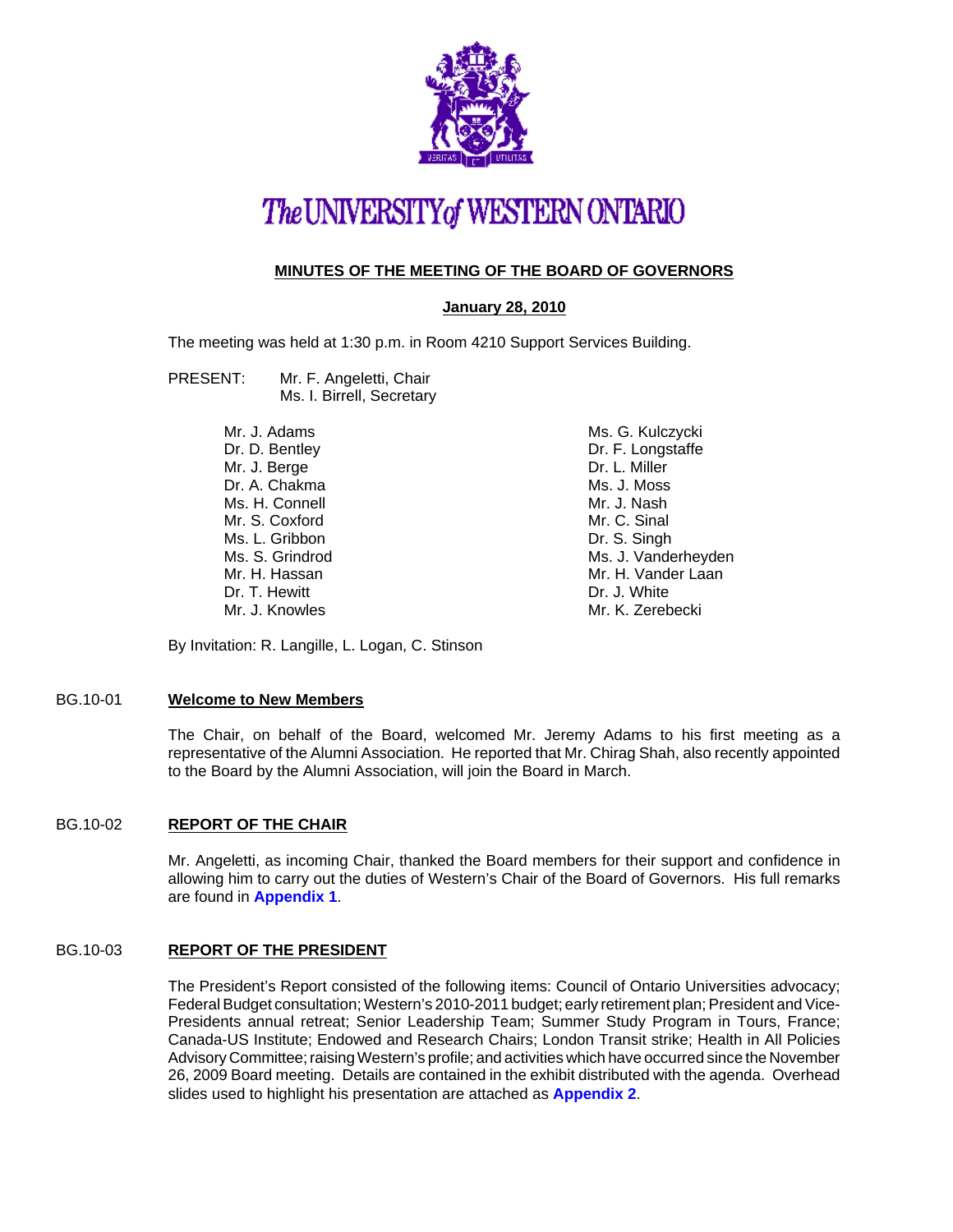# The UNIVERSITY of WESTERN ONTARIO

## MINUTES OF THE MEETING OF THE BOARD OF GOVERNORS

**January 28, 2010**

The meeting was held at 1:30 p.m. in Room 4210 Support Services Building.

PRESENT: Mr. F. Angeletti, Chair
Ms. I. Birrell, Secretary

Mr. J. Adams
Dr. D. Bentley
Mr. J. Berge
Dr. A. Chakma
Ms. H. Connell
Mr. S. Coxford
Ms. L. Gribbon
Ms. S. Grindrod
Mr. H. Hassan
Dr. T. Hewitt
Mr. J. Knowles
Ms. G. Kulczycki
Dr. F. Longstaffe
Dr. L. Miller
Ms. J. Moss
Mr. J. Nash
Mr. C. Sinal
Dr. S. Singh
Ms. J. Vanderheyden
Mr. H. Vander Laan
Dr. J. White
Mr. K. Zerebecki

By Invitation: R. Langille, L. Logan, C. Stinson

### BG.10-01 Welcome to New Members

The Chair, on behalf of the Board, welcomed Mr. Jeremy Adams to his first meeting as a representative of the Alumni Association. He reported that Mr. Chirag Shah, also recently appointed to the Board by the Alumni Association, will join the Board in March.

### BG.10-02 REPORT OF THE CHAIR

Mr. Angeletti, as incoming Chair, thanked the Board members for their support and confidence in allowing him to carry out the duties of Western's Chair of the Board of Governors. His full remarks are found in **Appendix 1**.

### BG.10-03 REPORT OF THE PRESIDENT

The President's Report consisted of the following items: Council of Ontario Universities advocacy; Federal Budget consultation; Western's 2010-2011 budget; early retirement plan; President and Vice-Presidents annual retreat; Senior Leadership Team; Summer Study Program in Tours, France; Canada-US Institute; Endowed and Research Chairs; London Transit strike; Health in All Policies Advisory Committee; raising Western's profile; and activities which have occurred since the November 26, 2009 Board meeting. Details are contained in the exhibit distributed with the agenda. Overhead slides used to highlight his presentation are attached as **Appendix 2**.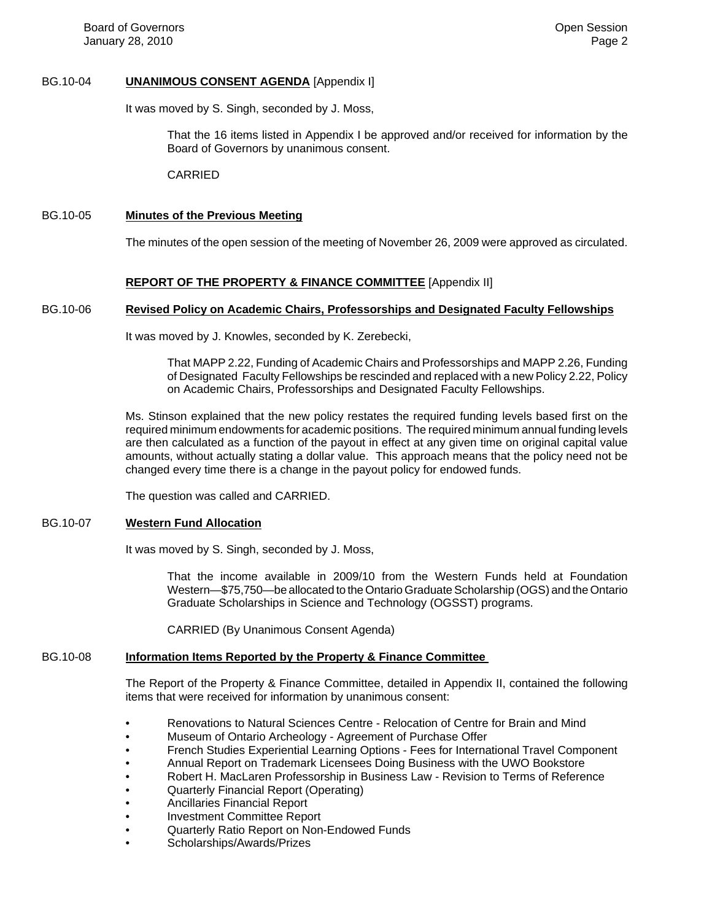**BG.10-04 UNANIMOUS CONSENT AGENDA** [Appendix I]

It was moved by S. Singh, seconded by J. Moss,

> That the 16 items listed in Appendix I be approved and/or received for information by the Board of Governors by unanimous consent.
>
> CARRIED

**BG.10-05 Minutes of the Previous Meeting**

The minutes of the open session of the meeting of November 26, 2009 were approved as circulated.

**REPORT OF THE PROPERTY & FINANCE COMMITTEE** [Appendix II]

**BG.10-06 Revised Policy on Academic Chairs, Professorships and Designated Faculty Fellowships**

It was moved by J. Knowles, seconded by K. Zerebecki,

> That MAPP 2.22, Funding of Academic Chairs and Professorships and MAPP 2.26, Funding of Designated Faculty Fellowships be rescinded and replaced with a new Policy 2.22, Policy on Academic Chairs, Professorships and Designated Faculty Fellowships.

Ms. Stinson explained that the new policy restates the required funding levels based first on the required minimum endowments for academic positions. The required minimum annual funding levels are then calculated as a function of the payout in effect at any given time on original capital value amounts, without actually stating a dollar value. This approach means that the policy need not be changed every time there is a change in the payout policy for endowed funds.

The question was called and CARRIED.

**BG.10-07 Western Fund Allocation**

It was moved by S. Singh, seconded by J. Moss,

> That the income available in 2009/10 from the Western Funds held at Foundation Western—$75,750—be allocated to the Ontario Graduate Scholarship (OGS) and the Ontario Graduate Scholarships in Science and Technology (OGSST) programs.
>
> CARRIED (By Unanimous Consent Agenda)

**BG.10-08 Information Items Reported by the Property & Finance Committee**

The Report of the Property & Finance Committee, detailed in Appendix II, contained the following items that were received for information by unanimous consent:

- Renovations to Natural Sciences Centre - Relocation of Centre for Brain and Mind
- Museum of Ontario Archeology - Agreement of Purchase Offer
- French Studies Experiential Learning Options - Fees for International Travel Component
- Annual Report on Trademark Licensees Doing Business with the UWO Bookstore
- Robert H. MacLaren Professorship in Business Law - Revision to Terms of Reference
- Quarterly Financial Report (Operating)
- Ancillaries Financial Report
- Investment Committee Report
- Quarterly Ratio Report on Non-Endowed Funds
- Scholarships/Awards/Prizes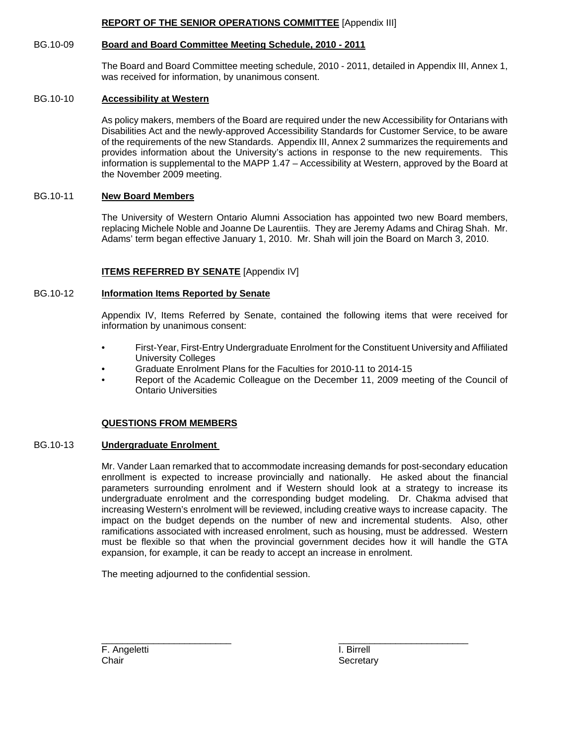**REPORT OF THE SENIOR OPERATIONS COMMITTEE** [Appendix III]

BG.10-09 **Board and Board Committee Meeting Schedule, 2010 - 2011**

The Board and Board Committee meeting schedule, 2010 - 2011, detailed in Appendix III, Annex 1, was received for information, by unanimous consent.

BG.10-10 **Accessibility at Western**

As policy makers, members of the Board are required under the new Accessibility for Ontarians with Disabilities Act and the newly-approved Accessibility Standards for Customer Service, to be aware of the requirements of the new Standards. Appendix III, Annex 2 summarizes the requirements and provides information about the University's actions in response to the new requirements. This information is supplemental to the MAPP 1.47 – Accessibility at Western, approved by the Board at the November 2009 meeting.

BG.10-11 **New Board Members**

The University of Western Ontario Alumni Association has appointed two new Board members, replacing Michele Noble and Joanne De Laurentiis. They are Jeremy Adams and Chirag Shah. Mr. Adams' term began effective January 1, 2010. Mr. Shah will join the Board on March 3, 2010.

**ITEMS REFERRED BY SENATE** [Appendix IV]

BG.10-12 **Information Items Reported by Senate**

Appendix IV, Items Referred by Senate, contained the following items that were received for information by unanimous consent:

- First-Year, First-Entry Undergraduate Enrolment for the Constituent University and Affiliated University Colleges
- Graduate Enrolment Plans for the Faculties for 2010-11 to 2014-15
- Report of the Academic Colleague on the December 11, 2009 meeting of the Council of Ontario Universities

**QUESTIONS FROM MEMBERS**

BG.10-13 **Undergraduate Enrolment**

Mr. Vander Laan remarked that to accommodate increasing demands for post-secondary education enrollment is expected to increase provincially and nationally. He asked about the financial parameters surrounding enrolment and if Western should look at a strategy to increase its undergraduate enrolment and the corresponding budget modeling. Dr. Chakma advised that increasing Western's enrolment will be reviewed, including creative ways to increase capacity. The impact on the budget depends on the number of new and incremental students. Also, other ramifications associated with increased enrolment, such as housing, must be addressed. Western must be flexible so that when the provincial government decides how it will handle the GTA expansion, for example, it can be ready to accept an increase in enrolment.

The meeting adjourned to the confidential session.

\_\_\_\_\_\_\_\_\_\_\_\_\_\_\_\_\_\_\_\_\_\_\_\_\_
F. Angeletti
Chair

\_\_\_\_\_\_\_\_\_\_\_\_\_\_\_\_\_\_\_\_\_\_\_\_\_
I. Birrell
Secretary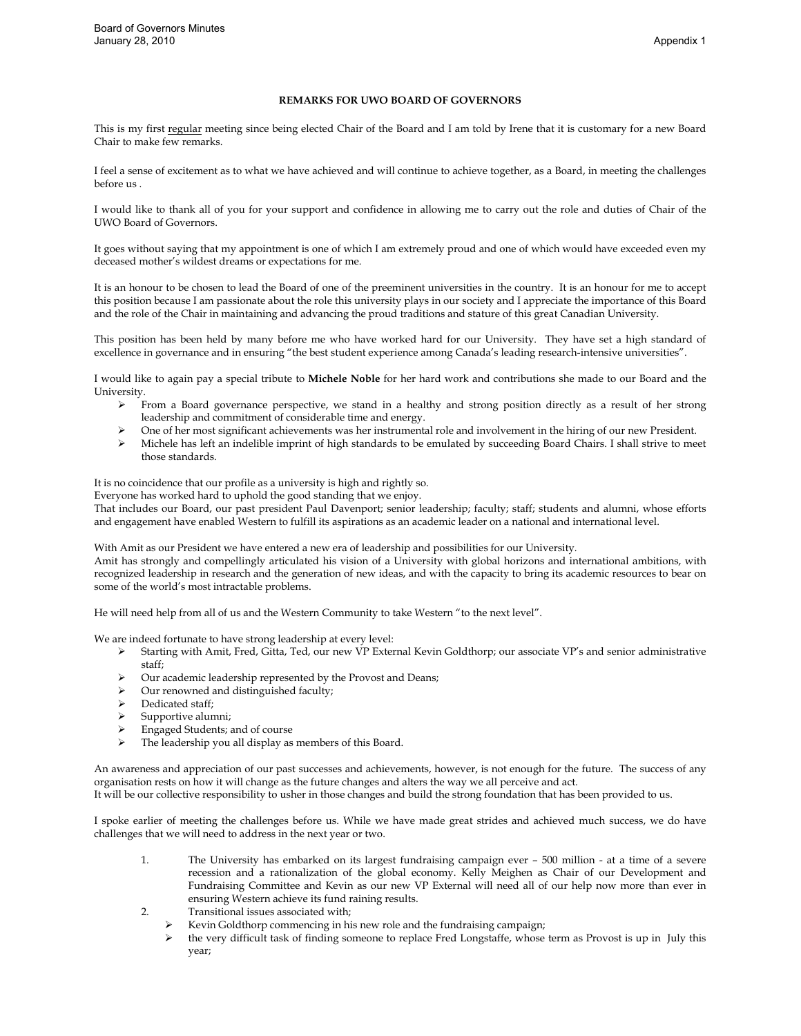**REMARKS FOR UWO BOARD OF GOVERNORS**

This is my first regular meeting since being elected Chair of the Board and I am told by Irene that it is customary for a new Board Chair to make few remarks.

I feel a sense of excitement as to what we have achieved and will continue to achieve together, as a Board, in meeting the challenges before us .

I would like to thank all of you for your support and confidence in allowing me to carry out the role and duties of Chair of the UWO Board of Governors.

It goes without saying that my appointment is one of which I am extremely proud and one of which would have exceeded even my deceased mother's wildest dreams or expectations for me.

It is an honour to be chosen to lead the Board of one of the preeminent universities in the country. It is an honour for me to accept this position because I am passionate about the role this university plays in our society and I appreciate the importance of this Board and the role of the Chair in maintaining and advancing the proud traditions and stature of this great Canadian University.

This position has been held by many before me who have worked hard for our University. They have set a high standard of excellence in governance and in ensuring "the best student experience among Canada's leading research-intensive universities".

I would like to again pay a special tribute to **Michele Noble** for her hard work and contributions she made to our Board and the University.

- From a Board governance perspective, we stand in a healthy and strong position directly as a result of her strong leadership and commitment of considerable time and energy.
- One of her most significant achievements was her instrumental role and involvement in the hiring of our new President.
- Michele has left an indelible imprint of high standards to be emulated by succeeding Board Chairs. I shall strive to meet those standards.

It is no coincidence that our profile as a university is high and rightly so.
Everyone has worked hard to uphold the good standing that we enjoy.
That includes our Board, our past president Paul Davenport; senior leadership; faculty; staff; students and alumni, whose efforts and engagement have enabled Western to fulfill its aspirations as an academic leader on a national and international level.

With Amit as our President we have entered a new era of leadership and possibilities for our University.
Amit has strongly and compellingly articulated his vision of a University with global horizons and international ambitions, with recognized leadership in research and the generation of new ideas, and with the capacity to bring its academic resources to bear on some of the world's most intractable problems.

He will need help from all of us and the Western Community to take Western "to the next level".

We are indeed fortunate to have strong leadership at every level:

- Starting with Amit, Fred, Gitta, Ted, our new VP External Kevin Goldthorp; our associate VP's and senior administrative staff;
- Our academic leadership represented by the Provost and Deans;
- Our renowned and distinguished faculty;
- Dedicated staff;
- Supportive alumni;
- Engaged Students; and of course
- The leadership you all display as members of this Board.

An awareness and appreciation of our past successes and achievements, however, is not enough for the future. The success of any organisation rests on how it will change as the future changes and alters the way we all perceive and act.
It will be our collective responsibility to usher in those changes and build the strong foundation that has been provided to us.

I spoke earlier of meeting the challenges before us. While we have made great strides and achieved much success, we do have challenges that we will need to address in the next year or two.

1. The University has embarked on its largest fundraising campaign ever – 500 million - at a time of a severe recession and a rationalization of the global economy. Kelly Meighen as Chair of our Development and Fundraising Committee and Kevin as our new VP External will need all of our help now more than ever in ensuring Western achieve its fund raining results.
2. Transitional issues associated with;
   - Kevin Goldthorp commencing in his new role and the fundraising campaign;
   - the very difficult task of finding someone to replace Fred Longstaffe, whose term as Provost is up in July this year;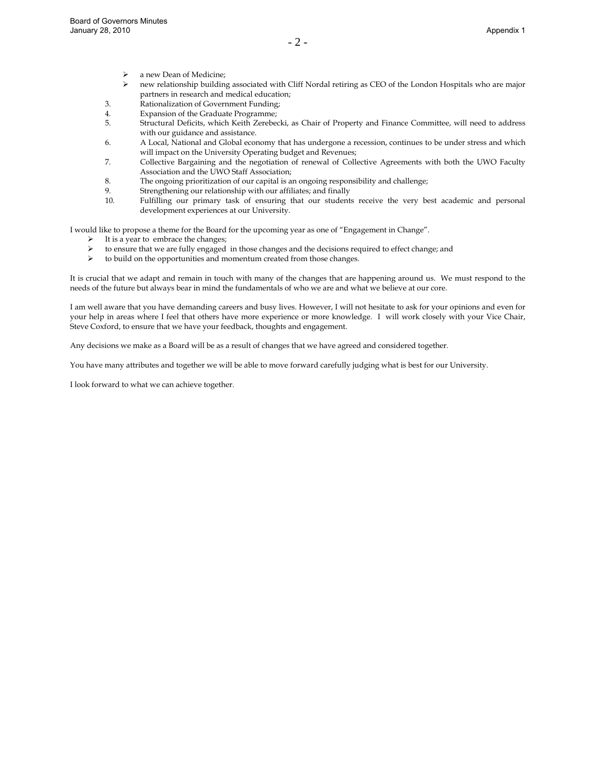- a new Dean of Medicine;
- new relationship building associated with Cliff Nordal retiring as CEO of the London Hospitals who are major partners in research and medical education;

3. Rationalization of Government Funding;
4. Expansion of the Graduate Programme;
5. Structural Deficits, which Keith Zerebecki, as Chair of Property and Finance Committee, will need to address with our guidance and assistance.
6. A Local, National and Global economy that has undergone a recession, continues to be under stress and which will impact on the University Operating budget and Revenues;
7. Collective Bargaining and the negotiation of renewal of Collective Agreements with both the UWO Faculty Association and the UWO Staff Association;
8. The ongoing prioritization of our capital is an ongoing responsibility and challenge;
9. Strengthening our relationship with our affiliates; and finally
10. Fulfilling our primary task of ensuring that our students receive the very best academic and personal development experiences at our University.

I would like to propose a theme for the Board for the upcoming year as one of "Engagement in Change".

- It is a year to embrace the changes;
- to ensure that we are fully engaged in those changes and the decisions required to effect change; and
- to build on the opportunities and momentum created from those changes.

It is crucial that we adapt and remain in touch with many of the changes that are happening around us. We must respond to the needs of the future but always bear in mind the fundamentals of who we are and what we believe at our core.

I am well aware that you have demanding careers and busy lives. However, I will not hesitate to ask for your opinions and even for your help in areas where I feel that others have more experience or more knowledge. I will work closely with your Vice Chair, Steve Coxford, to ensure that we have your feedback, thoughts and engagement.

Any decisions we make as a Board will be as a result of changes that we have agreed and considered together.

You have many attributes and together we will be able to move forward carefully judging what is best for our University.

I look forward to what we can achieve together.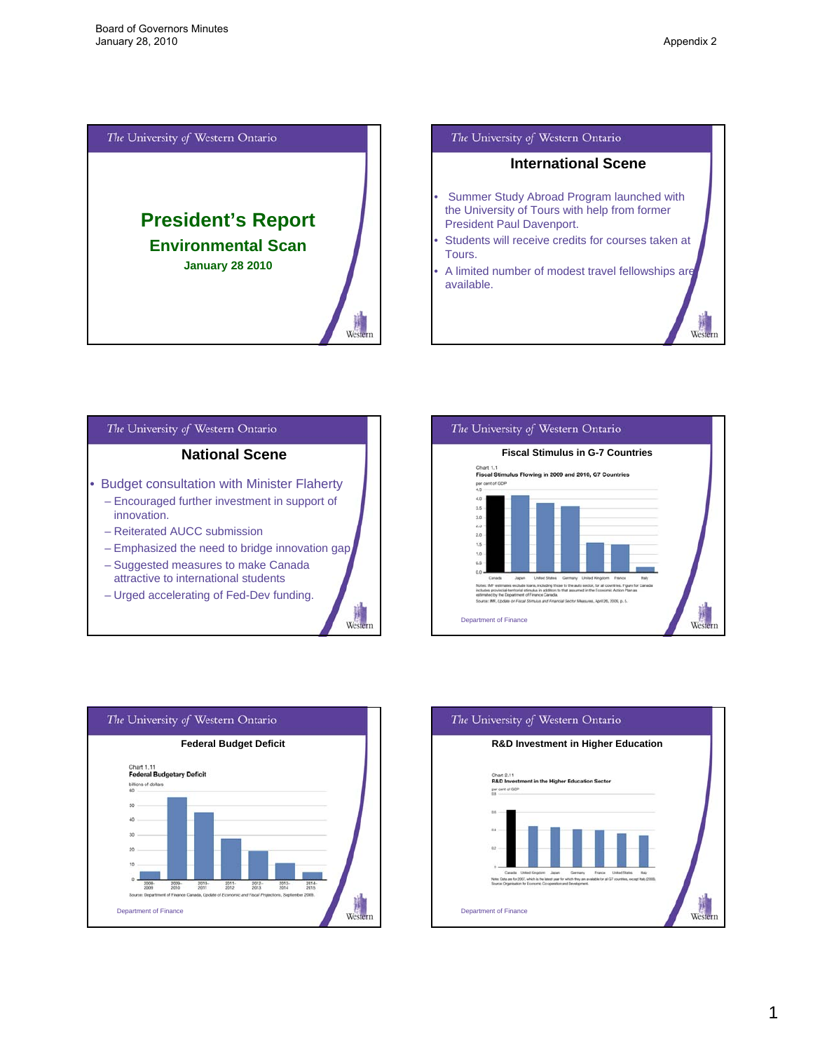The University of Western Ontario

# President's Report

## Environmental Scan

**January 28 2010**

---

The University of Western Ontario

## International Scene

- Summer Study Abroad Program launched with the University of Tours with help from former President Paul Davenport.
- Students will receive credits for courses taken at Tours.
- A limited number of modest travel fellowships are available.

---

The University of Western Ontario

## National Scene

- Budget consultation with Minister Flaherty
  - Encouraged further investment in support of innovation.
  - Reiterated AUCC submission
  - Emphasized the need to bridge innovation gap
  - Suggested measures to make Canada attractive to international students
  - Urged accelerating of Fed-Dev funding.

---

The University of Western Ontario

## Fiscal Stimulus in G-7 Countries

Chart 1.1
**Fiscal Stimulus Flowing in 2009 and 2010, G7 Countries**
per cent of GDP

Canada, Japan, United States, Germany, United Kingdom, France, Italy

Notes: IMF estimates exclude loans, including those to the auto sector, for all countries. Figure for Canada includes provincial-territorial stimulus in addition to that assumed in the Economic Action Plan as estimated by the Department of Finance Canada.
Source: IMF, *Update on Fiscal Stimulus and Financial Sector Measures*, April 26, 2009, p. 1.

Department of Finance

---

The University of Western Ontario

## Federal Budget Deficit

Chart 1.11
**Federal Budgetary Deficit**
billions of dollars

2008–2009, 2009–2010, 2010–2011, 2011–2012, 2012–2013, 2013–2014, 2014–2015

Source: Department of Finance Canada, *Update of Economic and Fiscal Projections*, September 2009.

Department of Finance

---

The University of Western Ontario

## R&D Investment in Higher Education

Chart 2.11
**R&D Investment in the Higher Education Sector**
per cent of GDP

Canada, United Kingdom, Japan, Germany, France, United States, Italy

Note: Data are for 2007, which is the latest year for which they are available for all G7 countries, except Italy (2006).
Source: Organisation for Economic Co-operation and Development.

Department of Finance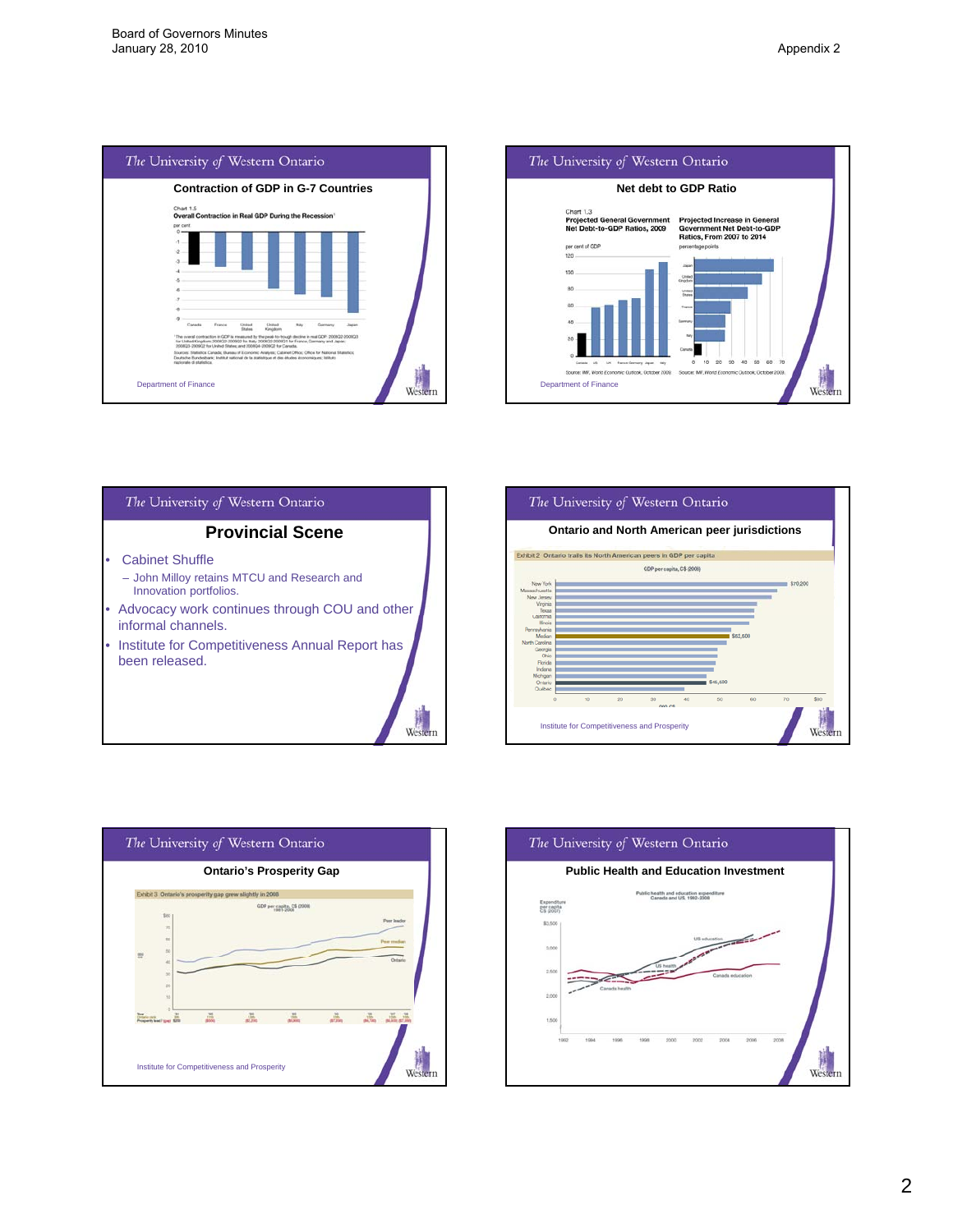## Contraction of GDP in G-7 Countries

Chart 1.5
**Overall Contraction in Real GDP During the Recession**[1]

per cent

Canada, France, United States, United Kingdom, Italy, Germany, Japan

Department of Finance

## Net debt to GDP Ratio

Chart 1.3
Projected General Government Net Debt-to-GDP Ratios, 2009

Projected Increase in General Government Net Debt-to-GDP Ratios, From 2007 to 2014

Source: IMF, *World Economic Outlook*, October 2009.

Department of Finance

## Provincial Scene

- Cabinet Shuffle
  - John Milloy retains MTCU and Research and Innovation portfolios.
- Advocacy work continues through COU and other informal channels.
- Institute for Competitiveness Annual Report has been released.

## Ontario and North American peer jurisdictions

Exhibit 2 Ontario trails its North American peers in GDP per capita

GDP per capita, C$ (2008)

New York $70,200; Median $52,600; Ontario $46,400

Institute for Competitiveness and Prosperity

## Ontario's Prosperity Gap

Exhibit 3 Ontario's prosperity gap grew slightly in 2008

GDP per capita, C$ (2008) 1981-2008

Peer leader, Peer median, Ontario

Institute for Competitiveness and Prosperity

## Public Health and Education Investment

Public health and education expenditure Canada and US, 1992-2008

US education, US health, Canada education, Canada health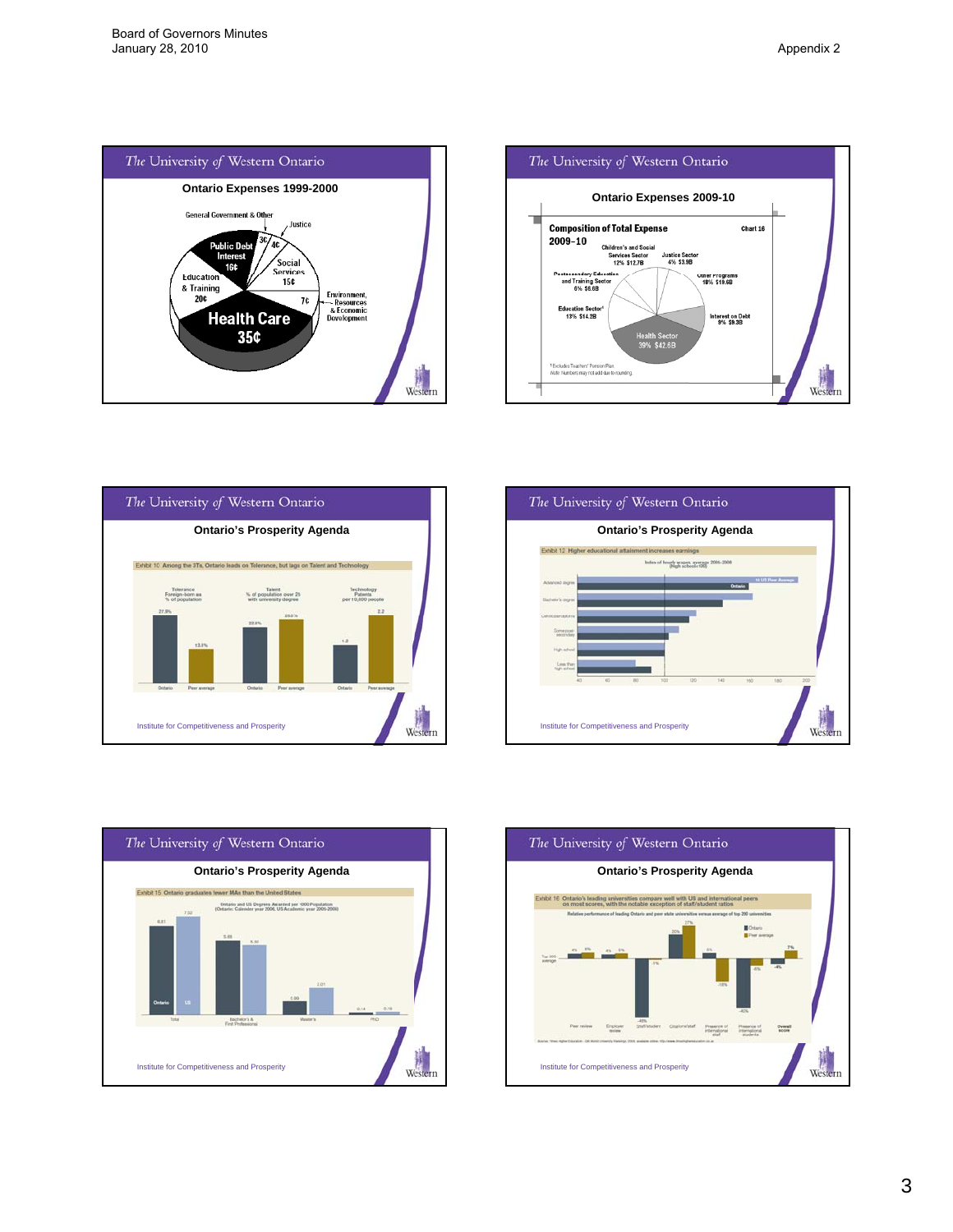Board of Governors Minutes
January 28, 2010

Appendix 2

## The University of Western Ontario

### Ontario Expenses 1999-2000

General Government & Other, Justice, Public Debt Interest 16¢, 3¢, 4¢, Social Services 15¢, Education & Training 20¢, 7¢, Environment, Resources & Economic Development, Health Care 35¢

Western

## The University of Western Ontario

### Ontario Expenses 2009-10

**Composition of Total Expense 2009–10** — Chart 16

- Children's and Social Services Sector 12% $12.7B
- Justice Sector 4% $3.9B
- Postsecondary Education and Training Sector 6% $6.6B
- Other Programs 18% $19.6B
- Education Sector[1] 13% $14.2B
- Interest on Debt 9% $9.3B
- Health Sector 39% $42.6B

[1] Excludes Teachers' Pension Plan.
Note: Numbers may not add due to rounding.

Western

## The University of Western Ontario

### Ontario's Prosperity Agenda

Exhibit 10 Among the 3Ts, Ontario leads on Tolerance, but lags on Talent and Technology

| | Ontario | Peer average |
|---|---|---|
| Tolerance: Foreign-born as % of population | 27.9% | 13.1% |
| Talent: % of population over 25 with university degree | 22.0% | 28.0% |
| Technology: Patents per 10,000 people | 1.2 | 2.2 |

Institute for Competitiveness and Prosperity

Western

## The University of Western Ontario

### Ontario's Prosperity Agenda

Exhibit 12 Higher educational attainment increases earnings

Index of hourly wages, average 2006-2008 (High school=100)

Categories: Advanced degree; Bachelor's degree; Certificate/diploma; Some post-secondary; High school; Less than high school — Ontario vs. 14 US Peer Average

Institute for Competitiveness and Prosperity

Western

## The University of Western Ontario

### Ontario's Prosperity Agenda

Exhibit 15 Ontario graduates fewer MAs than the United States

Ontario and US Degrees Awarded per 1000 Population (Ontario: Calendar year 2006, US Academic year 2005-2006)

| | Ontario | US |
|---|---|---|
| Total | 6.61 | 7.52 |
| Bachelor's & First Professional | 5.48 | 5.30 |
| Master's | 0.99 | 2.01 |
| PhD | 0.14 | 0.19 |

Institute for Competitiveness and Prosperity

Western

## The University of Western Ontario

### Ontario's Prosperity Agenda

Exhibit 16 Ontario's leading universities compare well with US and international peers on most scores, with the notable exception of staff/student ratios

Relative performance of leading Ontario and peer state universities versus average of top 200 universities

Categories: Peer review; Employer review; Staff/student; Citations/staff; Presence of international staff; Presence of international students; Overall score — Ontario vs. Peer average

Values shown: 4%, 6%, 4%, 6%, -46%, 1%, 20%, 27%, 6%, -18%, -40%, -6%, -4%, 7%

Source: Times Higher Education - QS World University Rankings 2008

Institute for Competitiveness and Prosperity

Western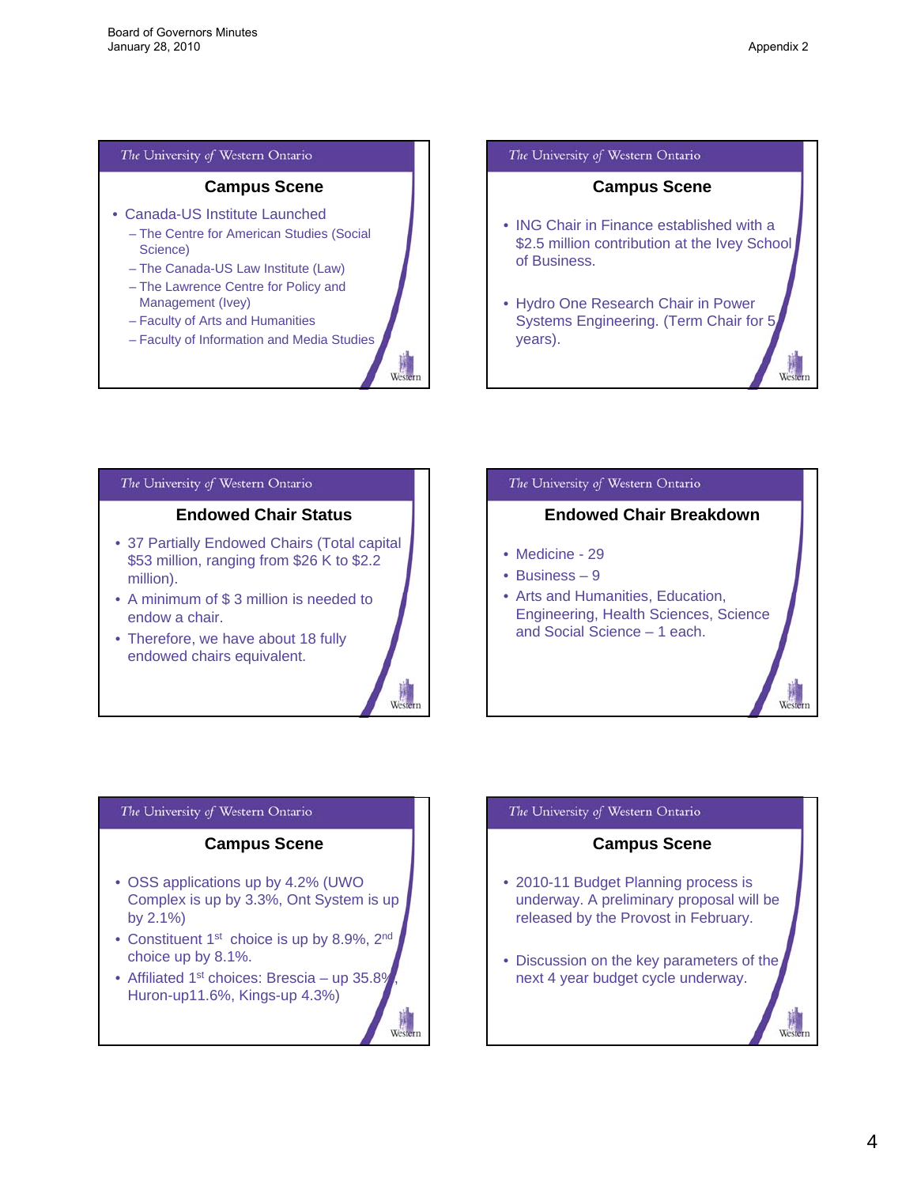## Campus Scene

- Canada-US Institute Launched
  - The Centre for American Studies (Social Science)
  - The Canada-US Law Institute (Law)
  - The Lawrence Centre for Policy and Management (Ivey)
  - Faculty of Arts and Humanities
  - Faculty of Information and Media Studies

## Campus Scene

- ING Chair in Finance established with a $2.5 million contribution at the Ivey School of Business.
- Hydro One Research Chair in Power Systems Engineering. (Term Chair for 5 years).

## Endowed Chair Status

- 37 Partially Endowed Chairs (Total capital $53 million, ranging from $26 K to $2.2 million).
- A minimum of $ 3 million is needed to endow a chair.
- Therefore, we have about 18 fully endowed chairs equivalent.

## Endowed Chair Breakdown

- Medicine - 29
- Business – 9
- Arts and Humanities, Education, Engineering, Health Sciences, Science and Social Science – 1 each.

## Campus Scene

- OSS applications up by 4.2% (UWO Complex is up by 3.3%, Ont System is up by 2.1%)
- Constituent 1st choice is up by 8.9%, 2nd choice up by 8.1%.
- Affiliated 1st choices: Brescia – up 35.8%, Huron-up11.6%, Kings-up 4.3%)

## Campus Scene

- 2010-11 Budget Planning process is underway. A preliminary proposal will be released by the Provost in February.
- Discussion on the key parameters of the next 4 year budget cycle underway.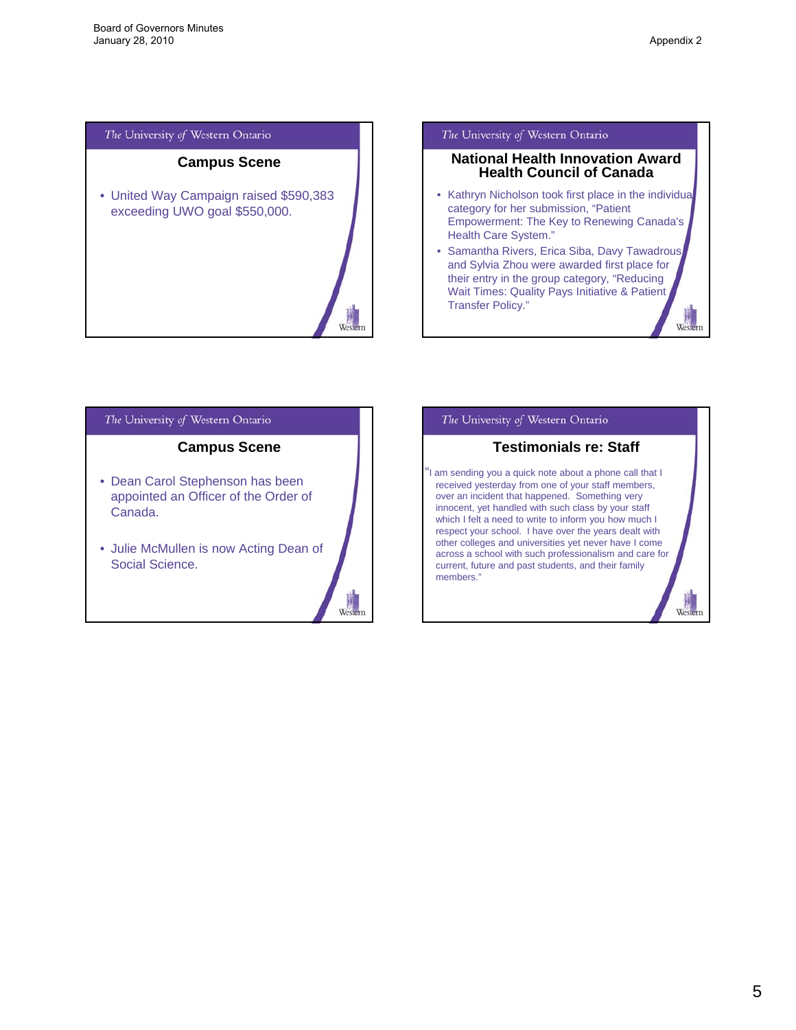## Campus Scene

- United Way Campaign raised $590,383 exceeding UWO goal $550,000.

## National Health Innovation Award Health Council of Canada

- Kathryn Nicholson took first place in the individual category for her submission, "Patient Empowerment: The Key to Renewing Canada's Health Care System."
- Samantha Rivers, Erica Siba, Davy Tawadrous and Sylvia Zhou were awarded first place for their entry in the group category, "Reducing Wait Times: Quality Pays Initiative & Patient Transfer Policy."

## Campus Scene

- Dean Carol Stephenson has been appointed an Officer of the Order of Canada.
- Julie McMullen is now Acting Dean of Social Science.

## Testimonials re: Staff

"I am sending you a quick note about a phone call that I received yesterday from one of your staff members, over an incident that happened. Something very innocent, yet handled with such class by your staff which I felt a need to write to inform you how much I respect your school. I have over the years dealt with other colleges and universities yet never have I come across a school with such professionalism and care for current, future and past students, and their family members."